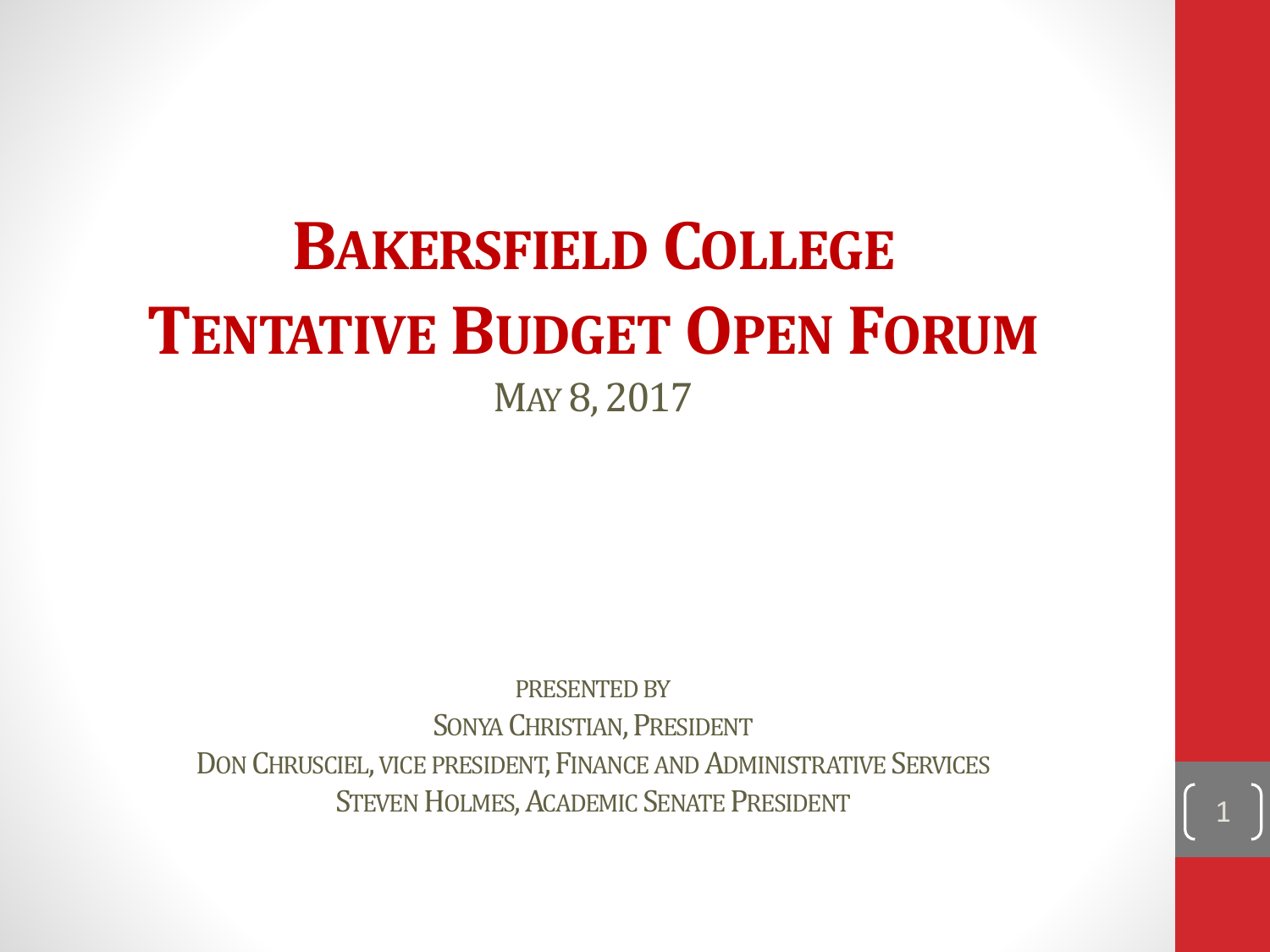# Bakersfield College Tentative Budget Open Forum

May 8, 2017

Presented by

Sonya Christian, President

Don Chrusciel, vice president, Finance and Administrative Services

Steven Holmes, Academic Senate President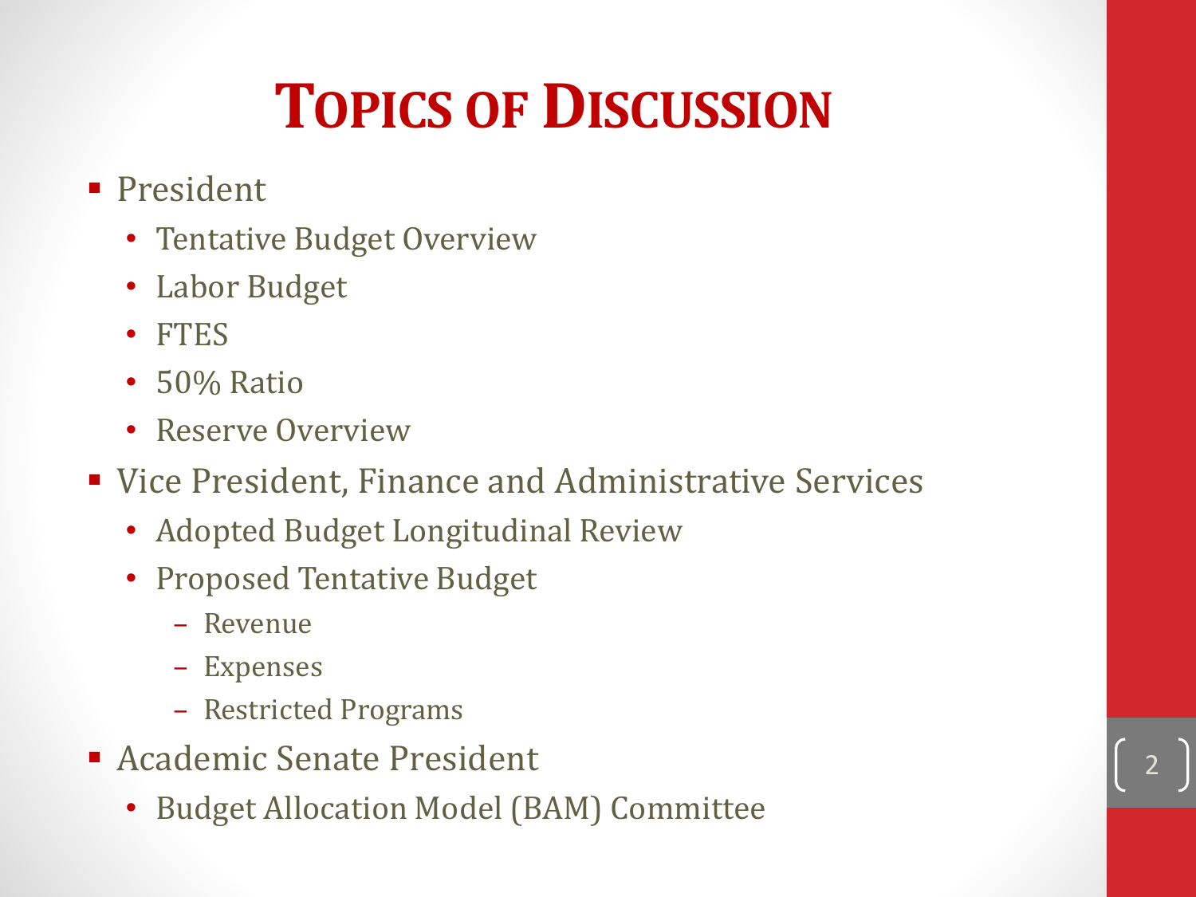# Topics of Discussion

- President
  - Tentative Budget Overview
  - Labor Budget
  - FTES
  - 50% Ratio
  - Reserve Overview
- Vice President, Finance and Administrative Services
  - Adopted Budget Longitudinal Review
  - Proposed Tentative Budget
    - Revenue
    - Expenses
    - Restricted Programs
- Academic Senate President
  - Budget Allocation Model (BAM) Committee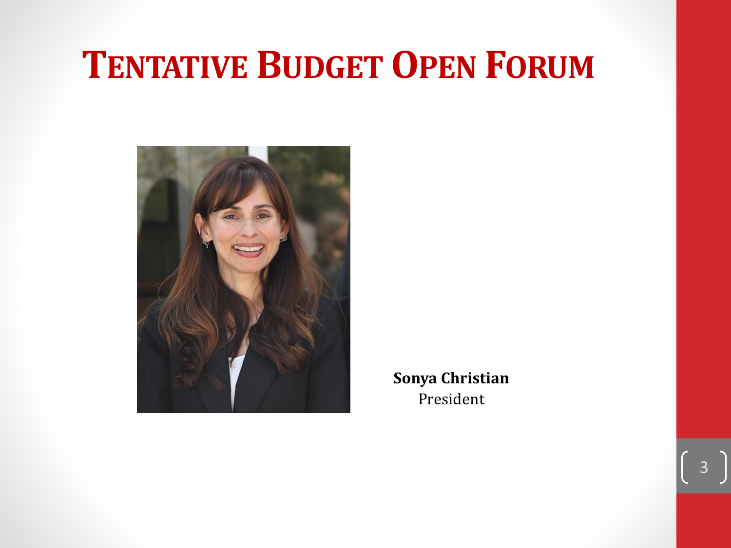# Tentative Budget Open Forum

**Sonya Christian**
President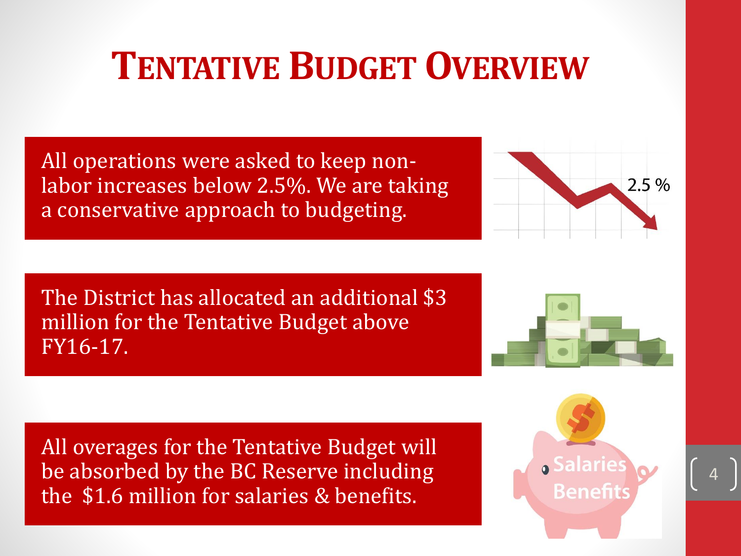# TENTATIVE BUDGET OVERVIEW

All operations were asked to keep non-labor increases below 2.5%. We are taking a conservative approach to budgeting.

The District has allocated an additional $3 million for the Tentative Budget above FY16-17.

All overages for the Tentative Budget will be absorbed by the BC Reserve including the $1.6 million for salaries & benefits.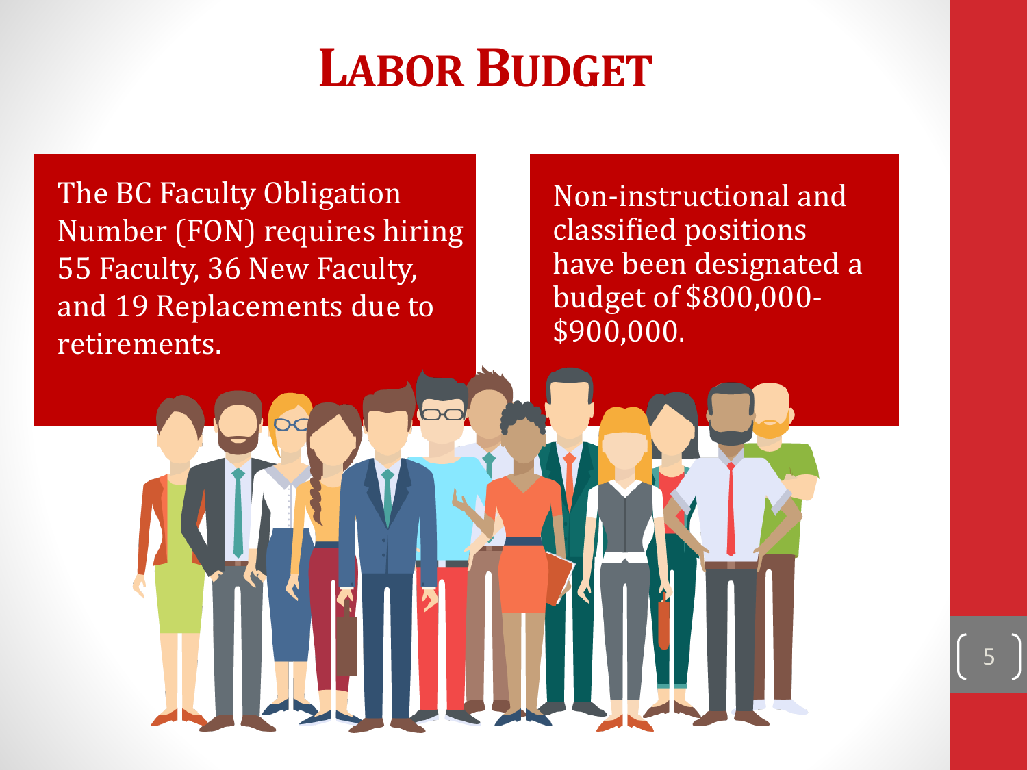# LABOR BUDGET

The BC Faculty Obligation Number (FON) requires hiring 55 Faculty, 36 New Faculty, and 19 Replacements due to retirements.

Non-instructional and classified positions have been designated a budget of $800,000-$900,000.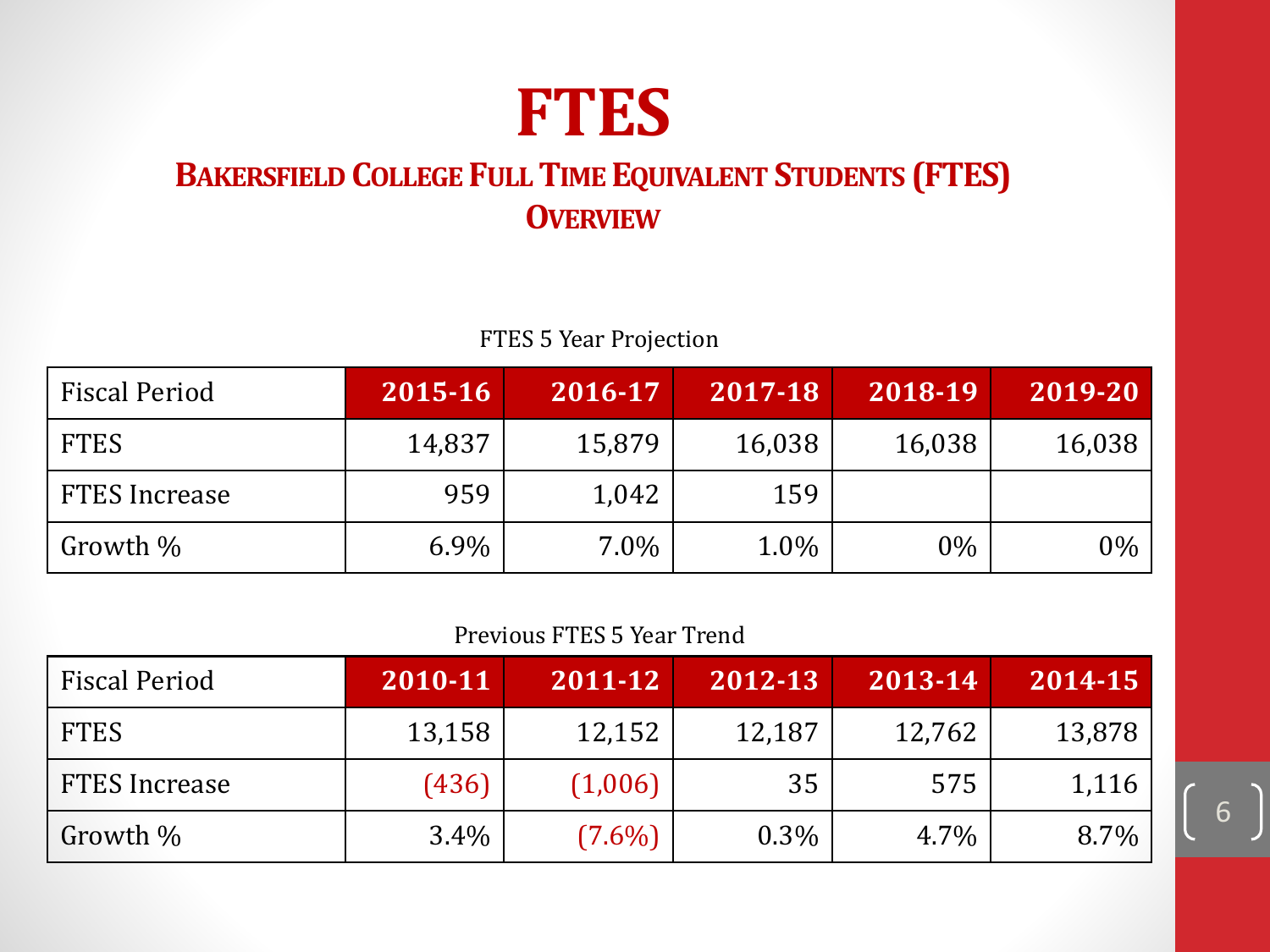# FTES

## Bakersfield College Full Time Equivalent Students (FTES) Overview

FTES 5 Year Projection

| Fiscal Period | 2015-16 | 2016-17 | 2017-18 | 2018-19 | 2019-20 |
|---|---|---|---|---|---|
| FTES | 14,837 | 15,879 | 16,038 | 16,038 | 16,038 |
| FTES Increase | 959 | 1,042 | 159 | | |
| Growth % | 6.9% | 7.0% | 1.0% | 0% | 0% |

Previous FTES 5 Year Trend

| Fiscal Period | 2010-11 | 2011-12 | 2012-13 | 2013-14 | 2014-15 |
|---|---|---|---|---|---|
| FTES | 13,158 | 12,152 | 12,187 | 12,762 | 13,878 |
| FTES Increase | (436) | (1,006) | 35 | 575 | 1,116 |
| Growth % | 3.4% | (7.6%) | 0.3% | 4.7% | 8.7% |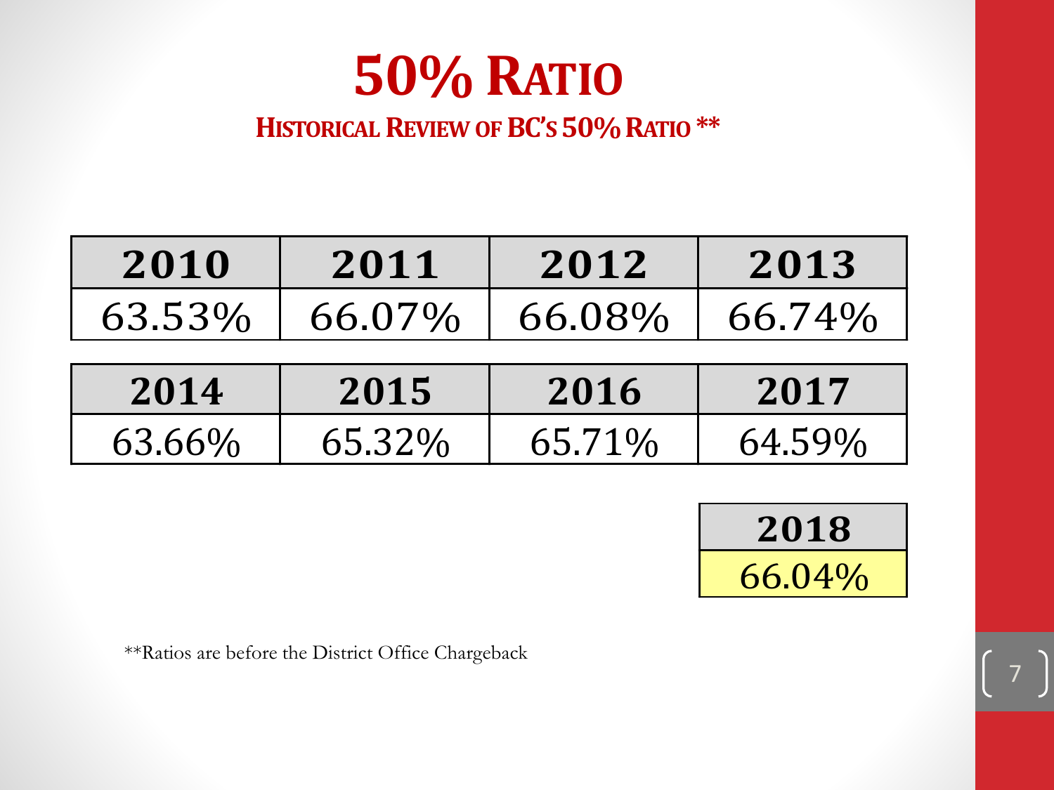# 50% Ratio

## Historical Review of BC's 50% Ratio **

| 2010 | 2011 | 2012 | 2013 | 2014 | 2015 | 2016 | 2017 | 2018 |
|---|---|---|---|---|---|---|---|---|
| 63.53% | 66.07% | 66.08% | 66.74% | 63.66% | 65.32% | 65.71% | 64.59% | 66.04% |

**Ratios are before the District Office Chargeback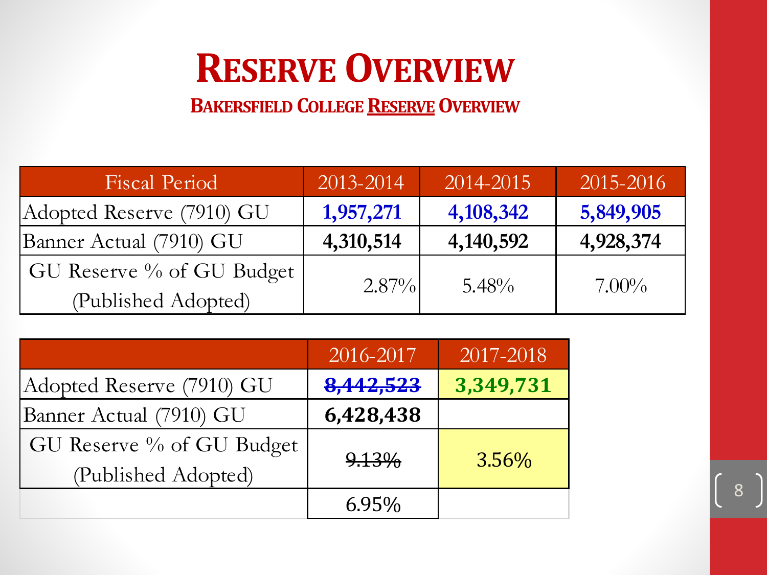# Reserve Overview

## Bakersfield College Reserve Overview

| Fiscal Period | 2013-2014 | 2014-2015 | 2015-2016 |
|---|---|---|---|
| Adopted Reserve (7910) GU | **1,957,271** | **4,108,342** | **5,849,905** |
| Banner Actual (7910) GU | **4,310,514** | **4,140,592** | **4,928,374** |
| GU Reserve % of GU Budget (Published Adopted) | 2.87% | 5.48% | 7.00% |

| | 2016-2017 | 2017-2018 |
|---|---|---|
| Adopted Reserve (7910) GU | ~~**8,442,523**~~ | **3,349,731** |
| Banner Actual (7910) GU | **6,428,438** | |
| GU Reserve % of GU Budget (Published Adopted) | ~~9.13%~~ | 3.56% |
| | 6.95% | |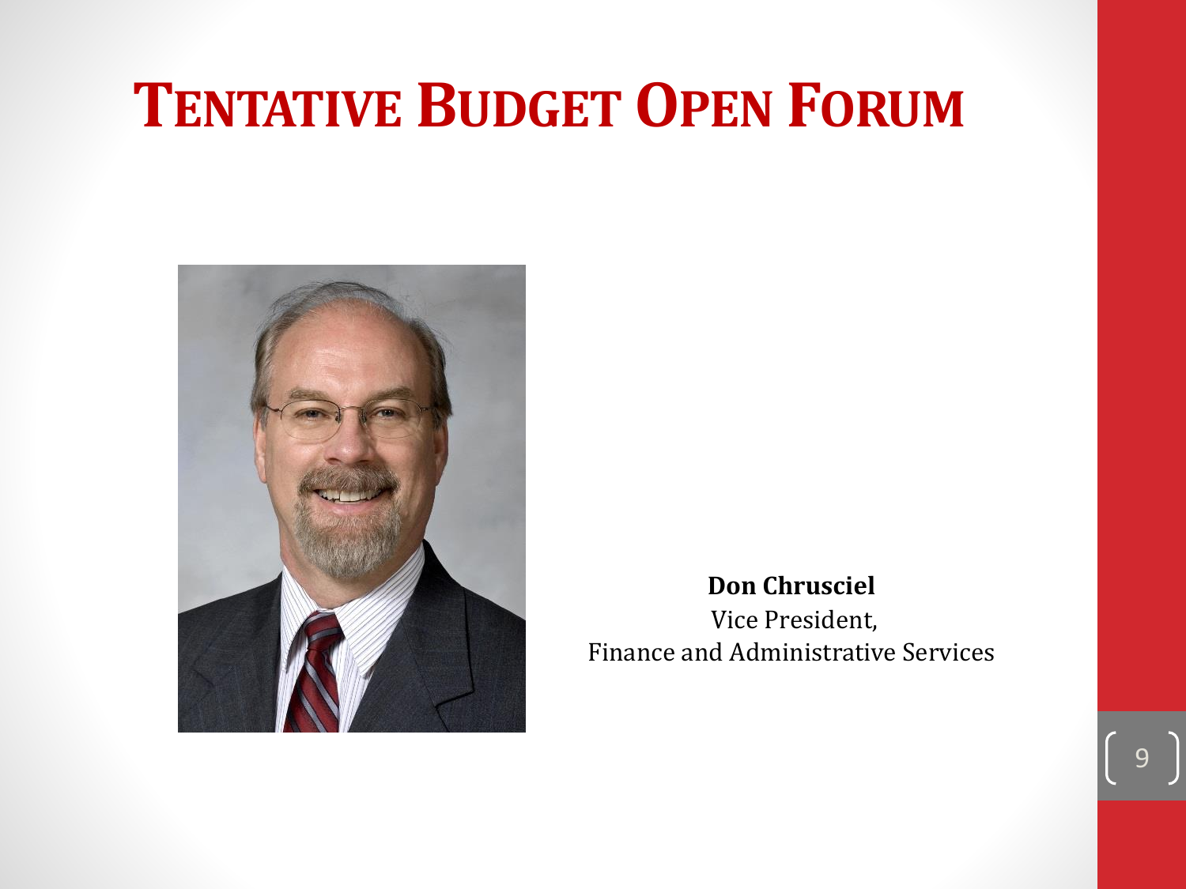# Tentative Budget Open Forum

**Don Chrusciel**
Vice President,
Finance and Administrative Services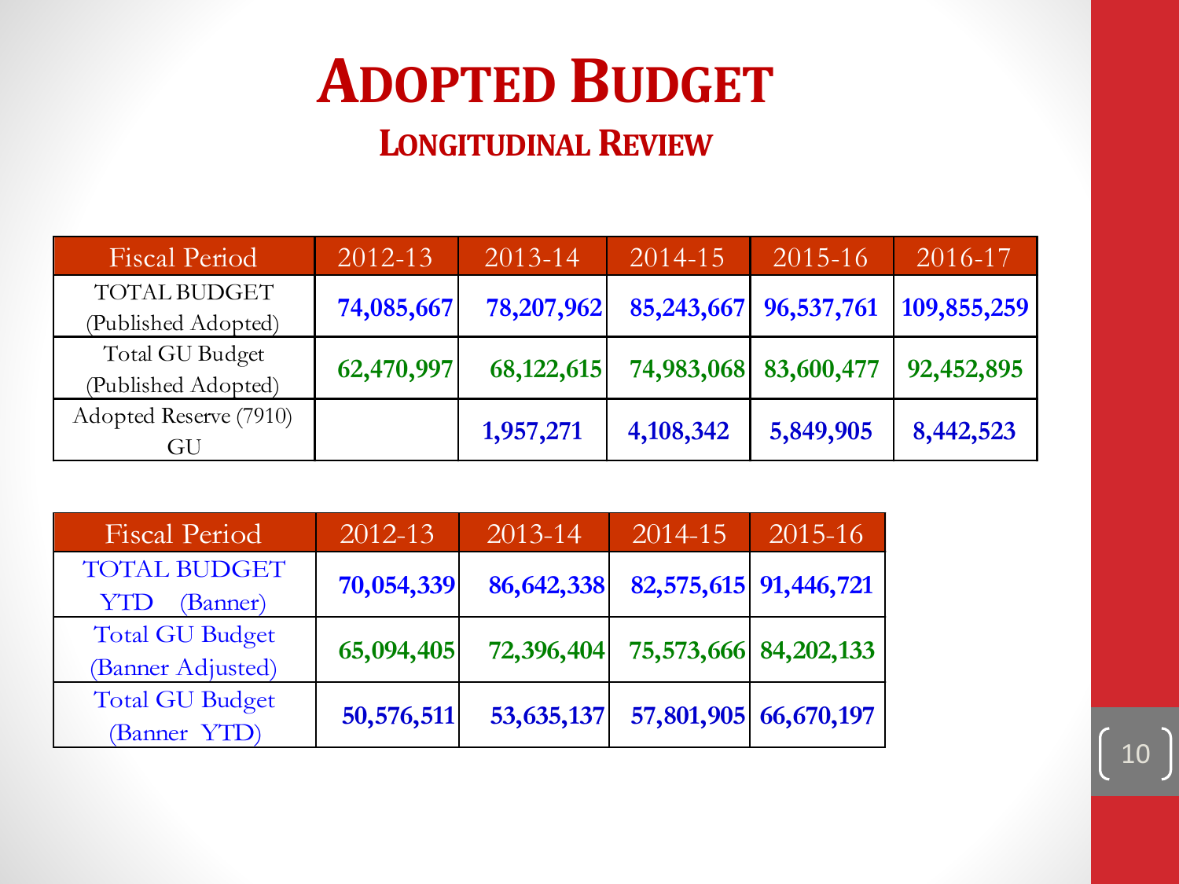# Adopted Budget

## Longitudinal Review

| Fiscal Period | 2012-13 | 2013-14 | 2014-15 | 2015-16 | 2016-17 |
|---|---|---|---|---|---|
| TOTAL BUDGET (Published Adopted) | **74,085,667** | **78,207,962** | **85,243,667** | **96,537,761** | **109,855,259** |
| Total GU Budget (Published Adopted) | **62,470,997** | **68,122,615** | **74,983,068** | **83,600,477** | **92,452,895** |
| Adopted Reserve (7910) GU | | **1,957,271** | **4,108,342** | **5,849,905** | **8,442,523** |

| Fiscal Period | 2012-13 | 2013-14 | 2014-15 | 2015-16 |
|---|---|---|---|---|
| TOTAL BUDGET YTD (Banner) | **70,054,339** | **86,642,338** | **82,575,615** | **91,446,721** |
| Total GU Budget (Banner Adjusted) | **65,094,405** | **72,396,404** | **75,573,666** | **84,202,133** |
| Total GU Budget (Banner YTD) | **50,576,511** | **53,635,137** | **57,801,905** | **66,670,197** |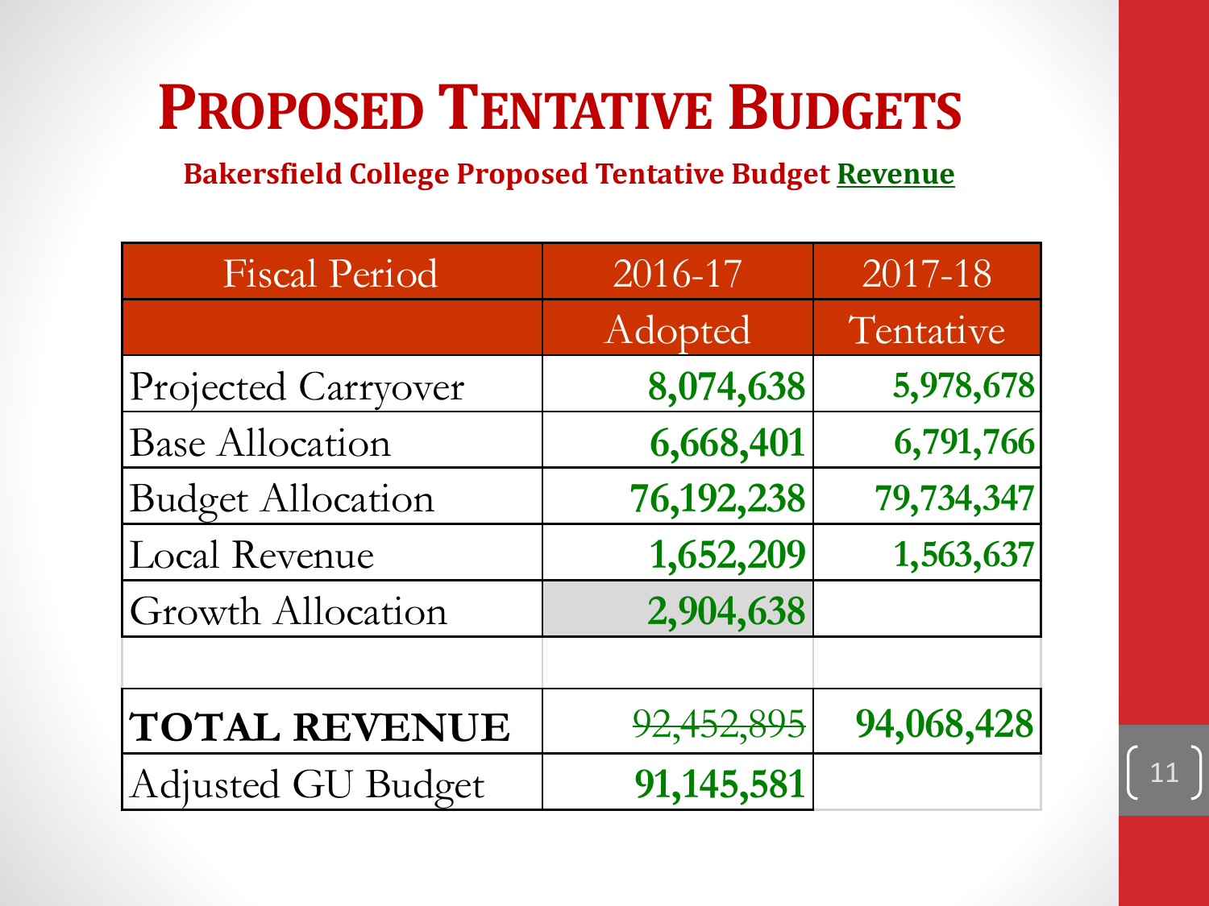# Proposed Tentative Budgets

**Bakersfield College Proposed Tentative Budget Revenue**

| Fiscal Period | 2016-17 | 2017-18 |
|---|---|---|
| | Adopted | Tentative |
| Projected Carryover | **8,074,638** | **5,978,678** |
| Base Allocation | **6,668,401** | **6,791,766** |
| Budget Allocation | **76,192,238** | **79,734,347** |
| Local Revenue | **1,652,209** | **1,563,637** |
| Growth Allocation | **2,904,638** | |
| | | |
| **TOTAL REVENUE** | ~~92,452,895~~ | **94,068,428** |
| Adjusted GU Budget | **91,145,581** | |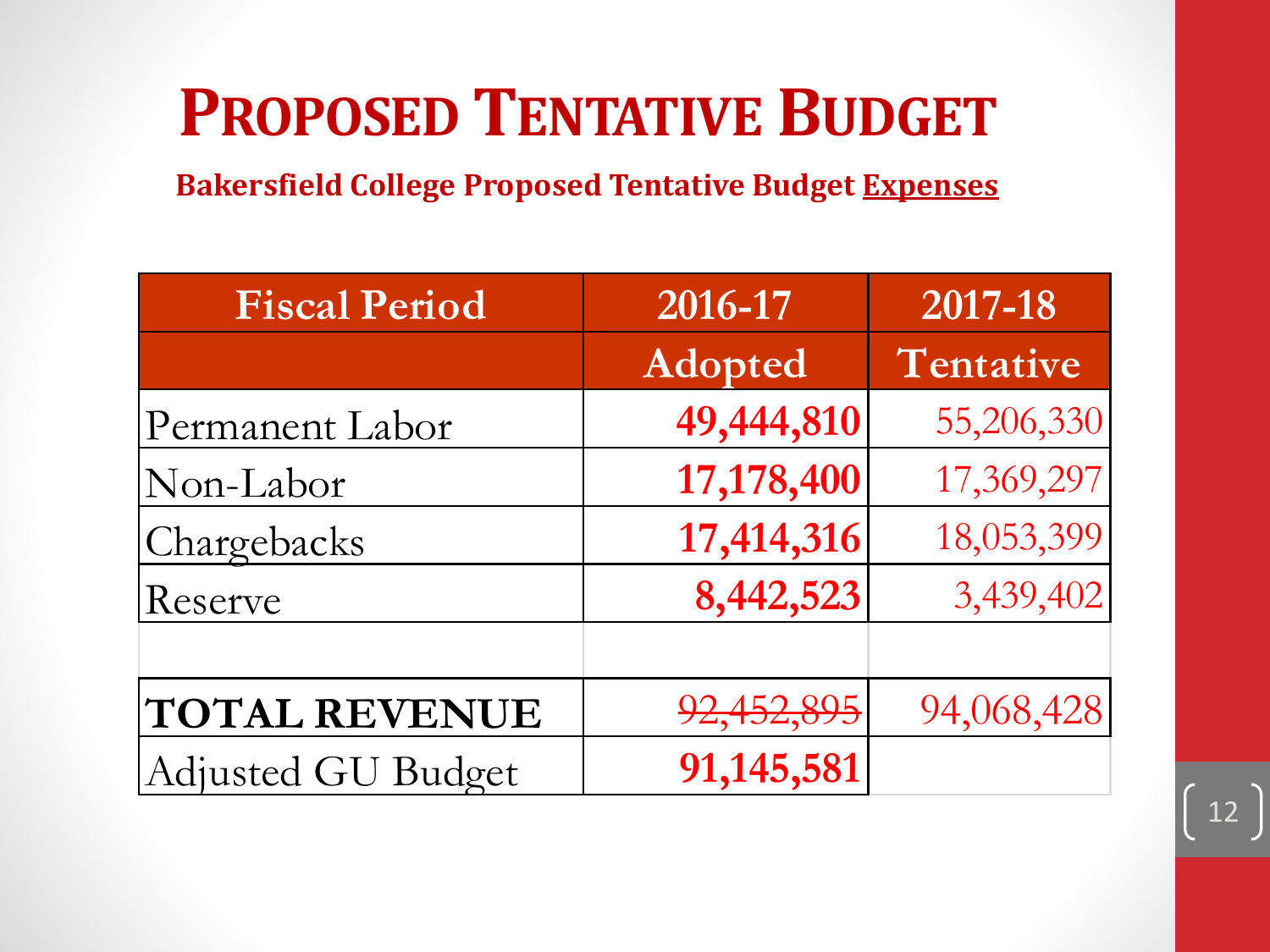# Proposed Tentative Budget

**Bakersfield College Proposed Tentative Budget Expenses**

| Fiscal Period | 2016-17 | 2017-18 |
|---|---|---|
| | Adopted | Tentative |
| Permanent Labor | **49,444,810** | 55,206,330 |
| Non-Labor | **17,178,400** | 17,369,297 |
| Chargebacks | **17,414,316** | 18,053,399 |
| Reserve | **8,442,523** | 3,439,402 |
| | | |
| **TOTAL REVENUE** | ~~92,452,895~~ | 94,068,428 |
| Adjusted GU Budget | **91,145,581** | |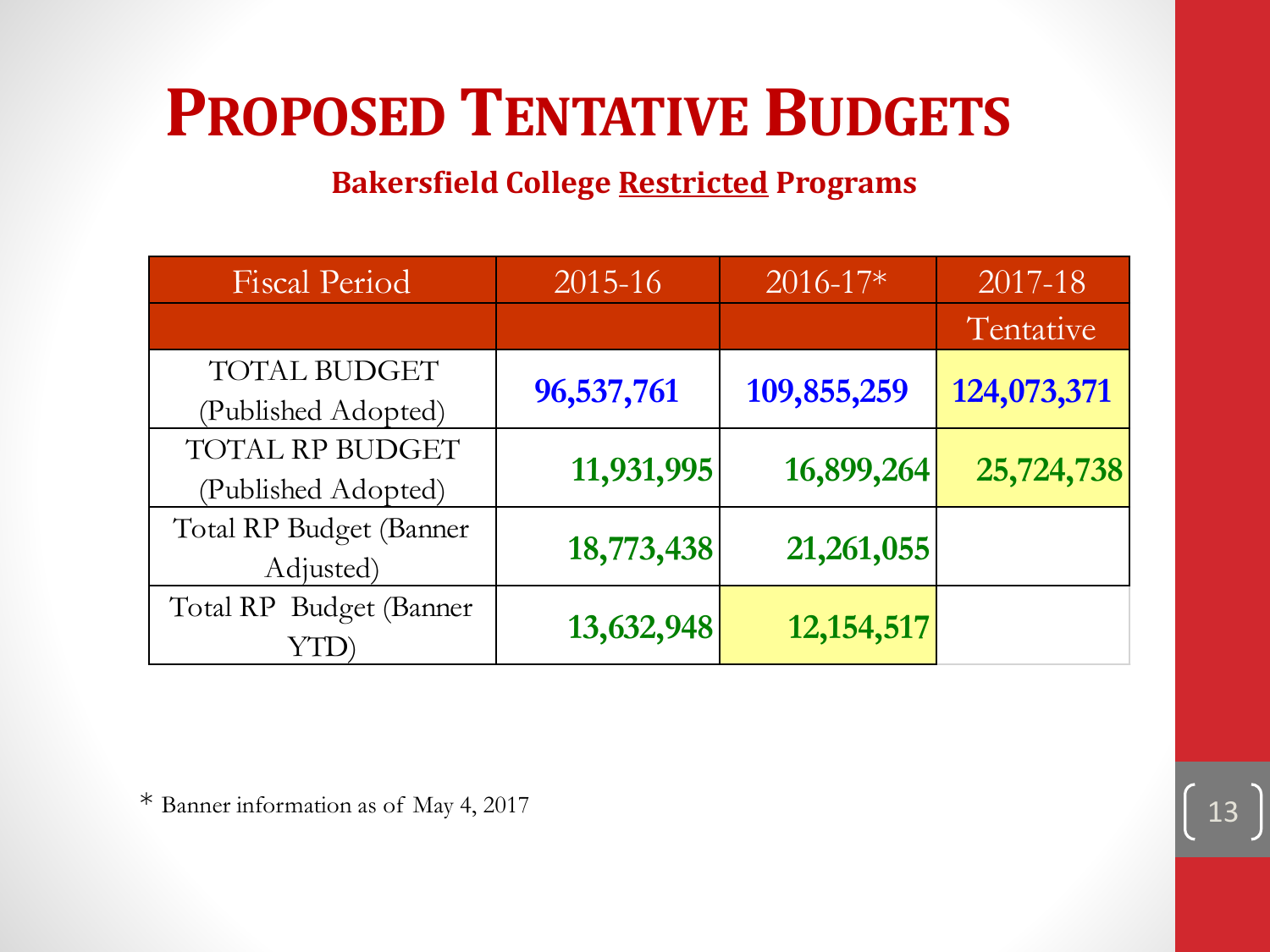# PROPOSED TENTATIVE BUDGETS

**Bakersfield College Restricted Programs**

| Fiscal Period | 2015-16 | 2016-17* | 2017-18 |
|---|---|---|---|
| | | | Tentative |
| TOTAL BUDGET (Published Adopted) | 96,537,761 | 109,855,259 | 124,073,371 |
| TOTAL RP BUDGET (Published Adopted) | 11,931,995 | 16,899,264 | 25,724,738 |
| Total RP Budget (Banner Adjusted) | 18,773,438 | 21,261,055 | |
| Total RP Budget (Banner YTD) | 13,632,948 | 12,154,517 | |

* Banner information as of May 4, 2017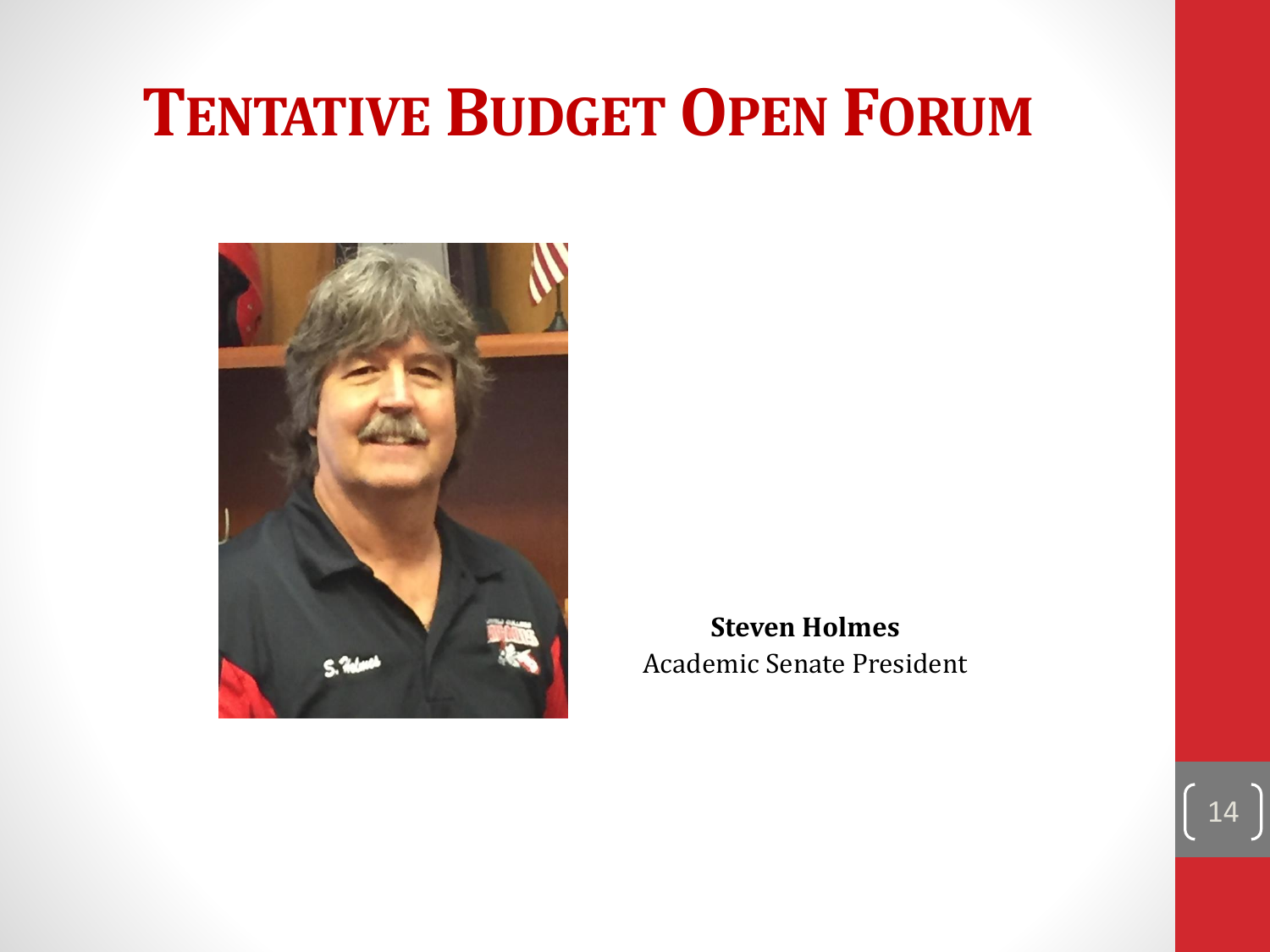# Tentative Budget Open Forum

**Steven Holmes**
Academic Senate President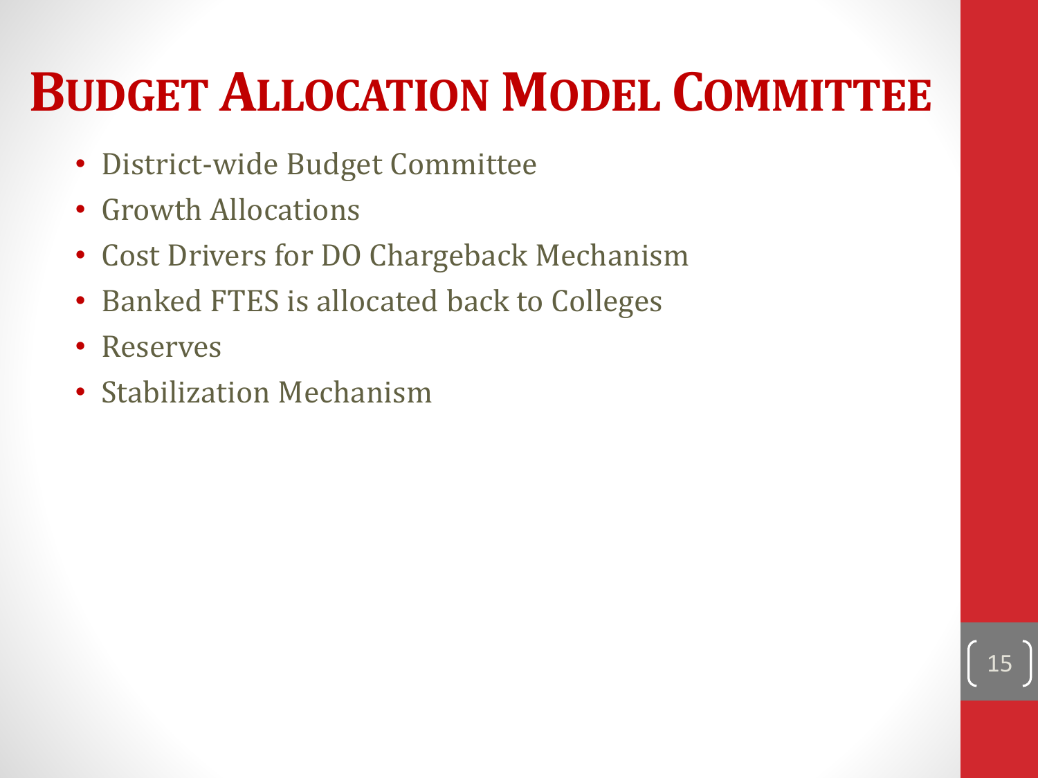# Budget Allocation Model Committee

- District-wide Budget Committee
- Growth Allocations
- Cost Drivers for DO Chargeback Mechanism
- Banked FTES is allocated back to Colleges
- Reserves
- Stabilization Mechanism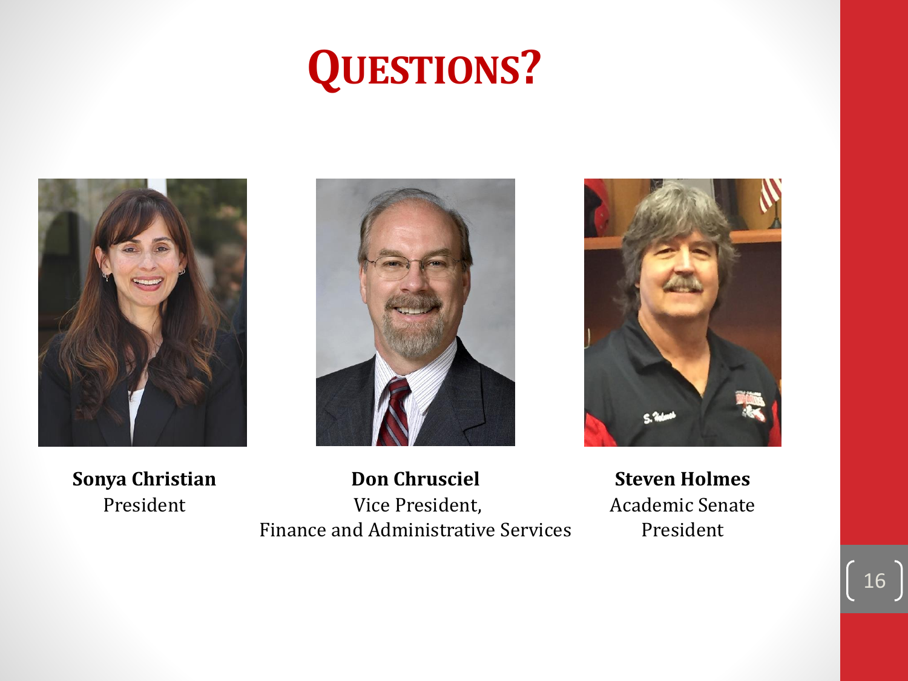# QUESTIONS?

**Sonya Christian**
President

**Don Chrusciel**
Vice President,
Finance and Administrative Services

**Steven Holmes**
Academic Senate
President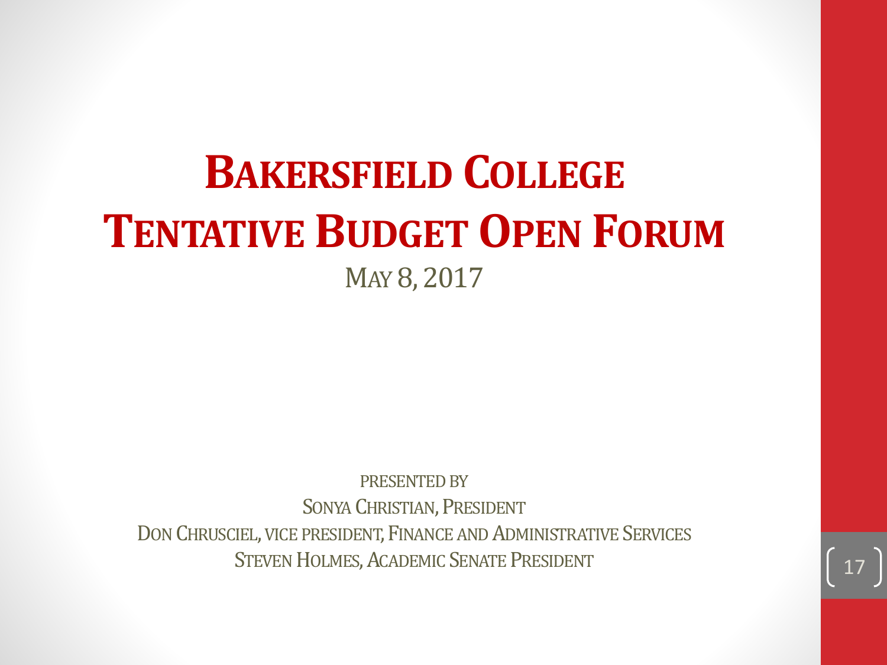# Bakersfield College Tentative Budget Open Forum

May 8, 2017

PRESENTED BY

Sonya Christian, President

Don Chrusciel, vice president, Finance and Administrative Services

Steven Holmes, Academic Senate President